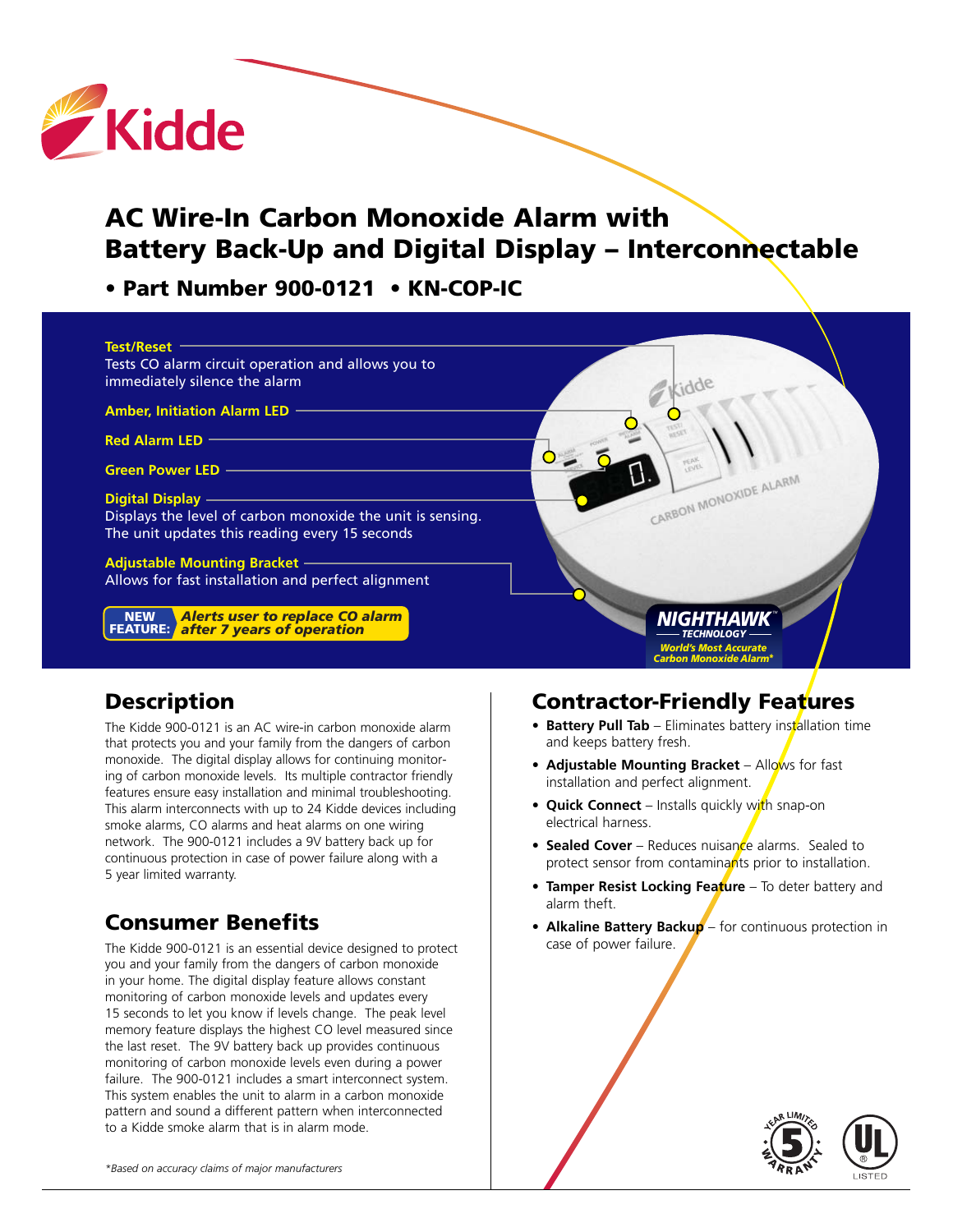# AC Wire-In Carbon Monoxide Alarm with Battery Back-Up and Digital Display – Interconnectable

## • Part Number 900-0121 • KN-COP-IC

**Test/Reset**
Tests CO alarm circuit operation and allows you to immediately silence the alarm

**Amber, Initiation Alarm LED**

**Red Alarm LED**

**Green Power LED**

**Digital Display**
Displays the level of carbon monoxide the unit is sensing. The unit updates this reading every 15 seconds

**Adjustable Mounting Bracket**
Allows for fast installation and perfect alignment

**NEW FEATURE:** *Alerts user to replace CO alarm after 7 years of operation*

**NIGHTHAWK™ TECHNOLOGY**
*World's Most Accurate Carbon Monoxide Alarm**

## Description

The Kidde 900-0121 is an AC wire-in carbon monoxide alarm that protects you and your family from the dangers of carbon monoxide. The digital display allows for continuing monitoring of carbon monoxide levels. Its multiple contractor friendly features ensure easy installation and minimal troubleshooting. This alarm interconnects with up to 24 Kidde devices including smoke alarms, CO alarms and heat alarms on one wiring network. The 900-0121 includes a 9V battery back up for continuous protection in case of power failure along with a 5 year limited warranty.

## Consumer Benefits

The Kidde 900-0121 is an essential device designed to protect you and your family from the dangers of carbon monoxide in your home. The digital display feature allows constant monitoring of carbon monoxide levels and updates every 15 seconds to let you know if levels change. The peak level memory feature displays the highest CO level measured since the last reset. The 9V battery back up provides continuous monitoring of carbon monoxide levels even during a power failure. The 900-0121 includes a smart interconnect system. This system enables the unit to alarm in a carbon monoxide pattern and sound a different pattern when interconnected to a Kidde smoke alarm that is in alarm mode.

*\*Based on accuracy claims of major manufacturers*

## Contractor-Friendly Features

- **Battery Pull Tab** – Eliminates battery installation time and keeps battery fresh.
- **Adjustable Mounting Bracket** – Allows for fast installation and perfect alignment.
- **Quick Connect** – Installs quickly with snap-on electrical harness.
- **Sealed Cover** – Reduces nuisance alarms. Sealed to protect sensor from contaminants prior to installation.
- **Tamper Resist Locking Feature** – To deter battery and alarm theft.
- **Alkaline Battery Backup** – for continuous protection in case of power failure.

5 YEAR LIMITED WARRANTY

UL LISTED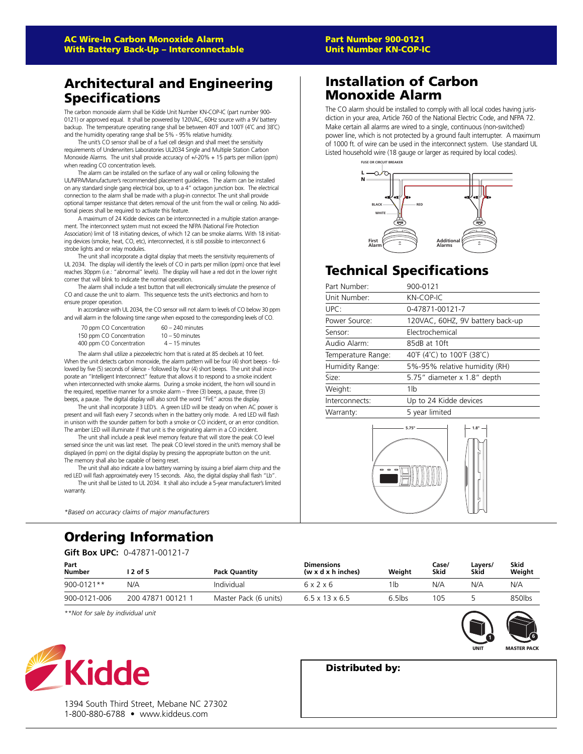**AC Wire-In Carbon Monoxide Alarm**
**With Battery Back-Up – Interconnectable**

**Part Number 900-0121**
**Unit Number KN-COP-IC**

# Architectural and Engineering Specifications

The carbon monoxide alarm shall be Kidde Unit Number KN-COP-IC (part number 900-0121) or approved equal. It shall be powered by 120VAC, 60Hz source with a 9V battery backup. The temperature operating range shall be between 40˚F and 100˚F (4˚C and 38˚C) and the humidity operating range shall be 5% - 95% relative humidity.

The unit's CO sensor shall be of a fuel cell design and shall meet the sensitivity requirements of Underwriters Laboratories UL2034 Single and Multiple Station Carbon Monoxide Alarms. The unit shall provide accuracy of +/-20% + 15 parts per million (ppm) when reading CO concentration levels.

The alarm can be installed on the surface of any wall or ceiling following the UL/NFPA/Manufacturer's recommended placement guidelines. The alarm can be installed on any standard single gang electrical box, up to a 4" octagon junction box. The electrical connection to the alarm shall be made with a plug-in connector. The unit shall provide optional tamper resistance that deters removal of the unit from the wall or ceiling. No additional pieces shall be required to activate this feature.

A maximum of 24 Kidde devices can be interconnected in a multiple station arrangement. The interconnect system must not exceed the NFPA (National Fire Protection Association) limit of 18 initiating devices, of which 12 can be smoke alarms. With 18 initiating devices (smoke, heat, CO, etc), interconnected, it is still possible to interconnect 6 strobe lights and or relay modules.

The unit shall incorporate a digital display that meets the sensitivity requirements of UL 2034. The display will identify the levels of CO in parts per million (ppm) once that level reaches 30ppm (i.e.: "abnormal" levels). The display will have a red dot in the lower right corner that will blink to indicate the normal operation.

The alarm shall include a test button that will electronically simulate the presence of CO and cause the unit to alarm. This sequence tests the unit's electronics and horn to ensure proper operation.

In accordance with UL 2034, the CO sensor will not alarm to levels of CO below 30 ppm and will alarm in the following time range when exposed to the corresponding levels of CO.

| | |
|---|---|
| 70 ppm CO Concentration | 60 – 240 minutes |
| 150 ppm CO Concentration | 10 – 50 minutes |
| 400 ppm CO Concentration | 4 – 15 minutes |

The alarm shall utilize a piezoelectric horn that is rated at 85 decibels at 10 feet. When the unit detects carbon monoxide, the alarm pattern will be four (4) short beeps - followed by five (5) seconds of silence - followed by four (4) short beeps. The unit shall incorporate an "Intelligent Interconnect" feature that allows it to respond to a smoke incident when interconnected with smoke alarms. During a smoke incident, the horn will sound in the required, repetitive manner for a smoke alarm – three (3) beeps, a pause, three (3) beeps, a pause. The digital display will also scroll the word "FirE" across the display.

The unit shall incorporate 3 LED's. A green LED will be steady on when AC power is present and will flash every 7 seconds when in the battery only mode. A red LED will flash in unison with the sounder pattern for both a smoke or CO incident, or an error condition. The amber LED will illuminate if that unit is the originating alarm in a CO incident.

The unit shall include a peak level memory feature that will store the peak CO level sensed since the unit was last reset. The peak CO level stored in the unit's memory shall be displayed (in ppm) on the digital display by pressing the appropriate button on the unit. The memory shall also be capable of being reset.

The unit shall also indicate a low battery warning by issuing a brief alarm chirp and the red LED will flash approximately every 15 seconds. Also, the digital display shall flash "Lb".

The unit shall be Listed to UL 2034. It shall also include a 5-year manufacturer's limited warranty.

*\*Based on accuracy claims of major manufacturers*

# Installation of Carbon Monoxide Alarm

The CO alarm should be installed to comply with all local codes having jurisdiction in your area, Article 760 of the National Electric Code, and NFPA 72. Make certain all alarms are wired to a single, continuous (non-switched) power line, which is not protected by a ground fault interrupter. A maximum of 1000 ft. of wire can be used in the interconnect system. Use standard UL Listed household wire (18 gauge or larger as required by local codes).

FUSE OR CIRCUIT BREAKER
L
N
BLACK
RED
WHITE
First Alarm
Additional Alarms

# Technical Specifications

| | |
|---|---|
| Part Number: | 900-0121 |
| Unit Number: | KN-COP-IC |
| UPC: | 0-47871-00121-7 |
| Power Source: | 120VAC, 60HZ, 9V battery back-up |
| Sensor: | Electrochemical |
| Audio Alarm: | 85dB at 10ft |
| Temperature Range: | 40˚F (4˚C) to 100˚F (38˚C) |
| Humidity Range: | 5%-95% relative humidity (RH) |
| Size: | 5.75" diameter x 1.8" depth |
| Weight: | 1lb |
| Interconnects: | Up to 24 Kidde devices |
| Warranty: | 5 year limited |

5.75"
1.8"

# Ordering Information

**Gift Box UPC:** 0-47871-00121-7

| Part Number | I 2 of 5 | Pack Quantity | Dimensions (w x d x h inches) | Weight | Case/ Skid | Layers/ Skid | Skid Weight |
|---|---|---|---|---|---|---|---|
| 900-0121** | N/A | Individual | 6 x 2 x 6 | 1lb | N/A | N/A | N/A |
| 900-0121-006 | 200 47871 00121 1 | Master Pack (6 units) | 6.5 x 13 x 6.5 | 6.5lbs | 105 | 5 | 850lbs |

*\*\*Not for sale by individual unit*

UNIT
MASTER PACK

Kidde

1394 South Third Street, Mebane NC 27302
1-800-880-6788 • www.kiddeus.com

**Distributed by:**